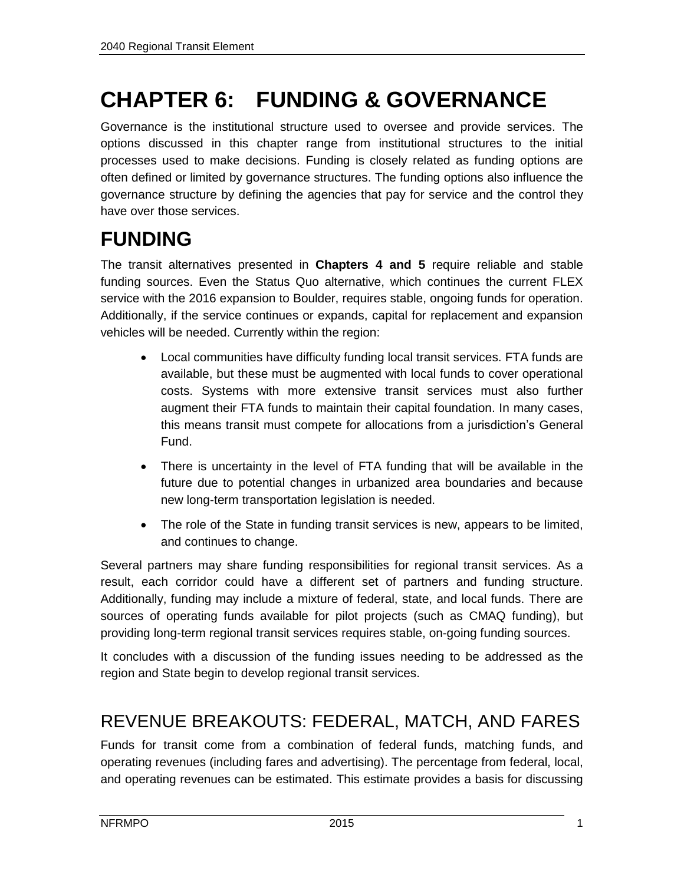# CHAPTER 6: FUNDING & GOVERNANCE

Governance is the institutional structure used to oversee and provide services. The options discussed in this chapter range from institutional structures to the initial processes used to make decisions. Funding is closely related as funding options are often defined or limited by governance structures. The funding options also influence the governance structure by defining the agencies that pay for service and the control they have over those services.

# FUNDING

The transit alternatives presented in **Chapters 4 and 5** require reliable and stable funding sources. Even the Status Quo alternative, which continues the current FLEX service with the 2016 expansion to Boulder, requires stable, ongoing funds for operation. Additionally, if the service continues or expands, capital for replacement and expansion vehicles will be needed. Currently within the region:

- Local communities have difficulty funding local transit services. FTA funds are available, but these must be augmented with local funds to cover operational costs. Systems with more extensive transit services must also further augment their FTA funds to maintain their capital foundation. In many cases, this means transit must compete for allocations from a jurisdiction's General Fund.
- There is uncertainty in the level of FTA funding that will be available in the future due to potential changes in urbanized area boundaries and because new long-term transportation legislation is needed.
- The role of the State in funding transit services is new, appears to be limited, and continues to change.

Several partners may share funding responsibilities for regional transit services. As a result, each corridor could have a different set of partners and funding structure. Additionally, funding may include a mixture of federal, state, and local funds. There are sources of operating funds available for pilot projects (such as CMAQ funding), but providing long-term regional transit services requires stable, on-going funding sources.

It concludes with a discussion of the funding issues needing to be addressed as the region and State begin to develop regional transit services.

## REVENUE BREAKOUTS: FEDERAL, MATCH, AND FARES

Funds for transit come from a combination of federal funds, matching funds, and operating revenues (including fares and advertising). The percentage from federal, local, and operating revenues can be estimated. This estimate provides a basis for discussing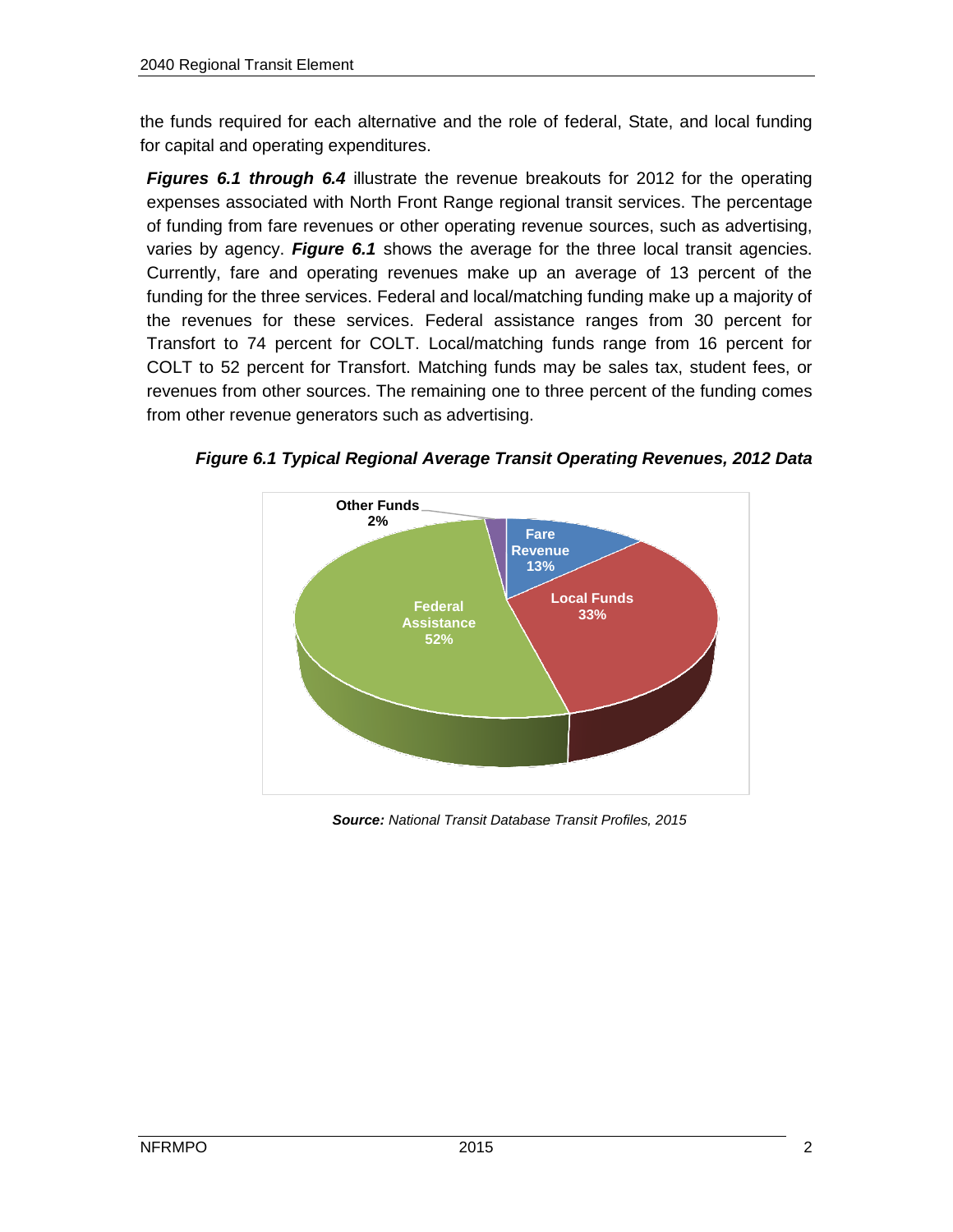the funds required for each alternative and the role of federal, State, and local funding for capital and operating expenditures.

***Figures 6.1 through 6.4*** illustrate the revenue breakouts for 2012 for the operating expenses associated with North Front Range regional transit services. The percentage of funding from fare revenues or other operating revenue sources, such as advertising, varies by agency. ***Figure 6.1*** shows the average for the three local transit agencies. Currently, fare and operating revenues make up an average of 13 percent of the funding for the three services. Federal and local/matching funding make up a majority of the revenues for these services. Federal assistance ranges from 30 percent for Transfort to 74 percent for COLT. Local/matching funds range from 16 percent for COLT to 52 percent for Transfort. Matching funds may be sales tax, student fees, or revenues from other sources. The remaining one to three percent of the funding comes from other revenue generators such as advertising.

***Figure 6.1 Typical Regional Average Transit Operating Revenues, 2012 Data***

| Revenue Source | Percent |
|---|---|
| Fare Revenue | 13% |
| Local Funds | 33% |
| Federal Assistance | 52% |
| Other Funds | 2% |

***Source:*** *National Transit Database Transit Profiles, 2015*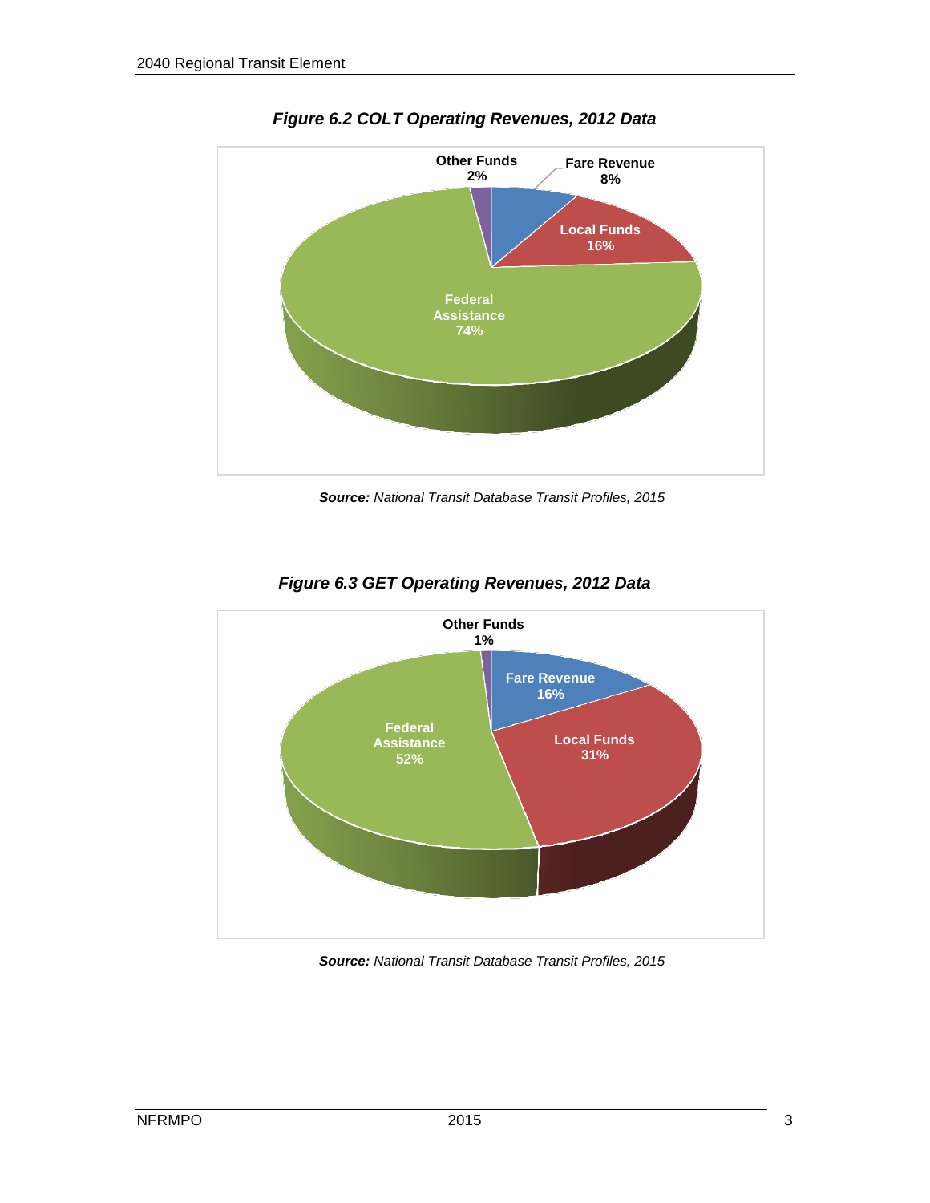***Figure 6.2 COLT Operating Revenues, 2012 Data***

| Category | Percentage |
| --- | --- |
| Fare Revenue | 8% |
| Local Funds | 16% |
| Federal Assistance | 74% |
| Other Funds | 2% |

***Source:*** *National Transit Database Transit Profiles, 2015*

***Figure 6.3 GET Operating Revenues, 2012 Data***

| Category | Percentage |
| --- | --- |
| Fare Revenue | 16% |
| Local Funds | 31% |
| Federal Assistance | 52% |
| Other Funds | 1% |

***Source:*** *National Transit Database Transit Profiles, 2015*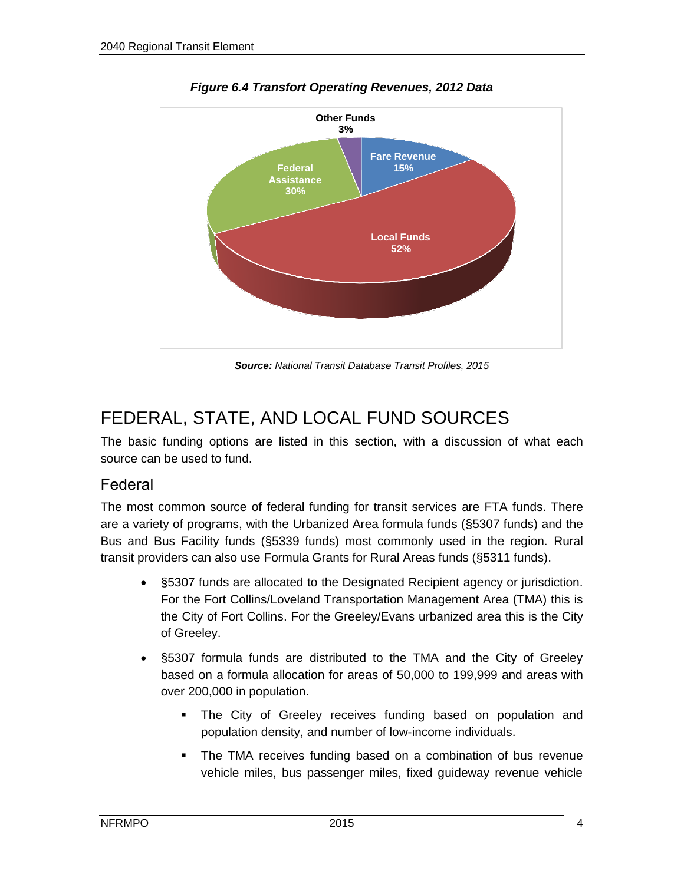***Figure 6.4 Transfort Operating Revenues, 2012 Data***

Other Funds 3%
Fare Revenue 15%
Federal Assistance 30%
Local Funds 52%

***Source:*** *National Transit Database Transit Profiles, 2015*

# FEDERAL, STATE, AND LOCAL FUND SOURCES

The basic funding options are listed in this section, with a discussion of what each source can be used to fund.

## Federal

The most common source of federal funding for transit services are FTA funds. There are a variety of programs, with the Urbanized Area formula funds (§5307 funds) and the Bus and Bus Facility funds (§5339 funds) most commonly used in the region. Rural transit providers can also use Formula Grants for Rural Areas funds (§5311 funds).

- §5307 funds are allocated to the Designated Recipient agency or jurisdiction. For the Fort Collins/Loveland Transportation Management Area (TMA) this is the City of Fort Collins. For the Greeley/Evans urbanized area this is the City of Greeley.
- §5307 formula funds are distributed to the TMA and the City of Greeley based on a formula allocation for areas of 50,000 to 199,999 and areas with over 200,000 in population.
    - The City of Greeley receives funding based on population and population density, and number of low-income individuals.
    - The TMA receives funding based on a combination of bus revenue vehicle miles, bus passenger miles, fixed guideway revenue vehicle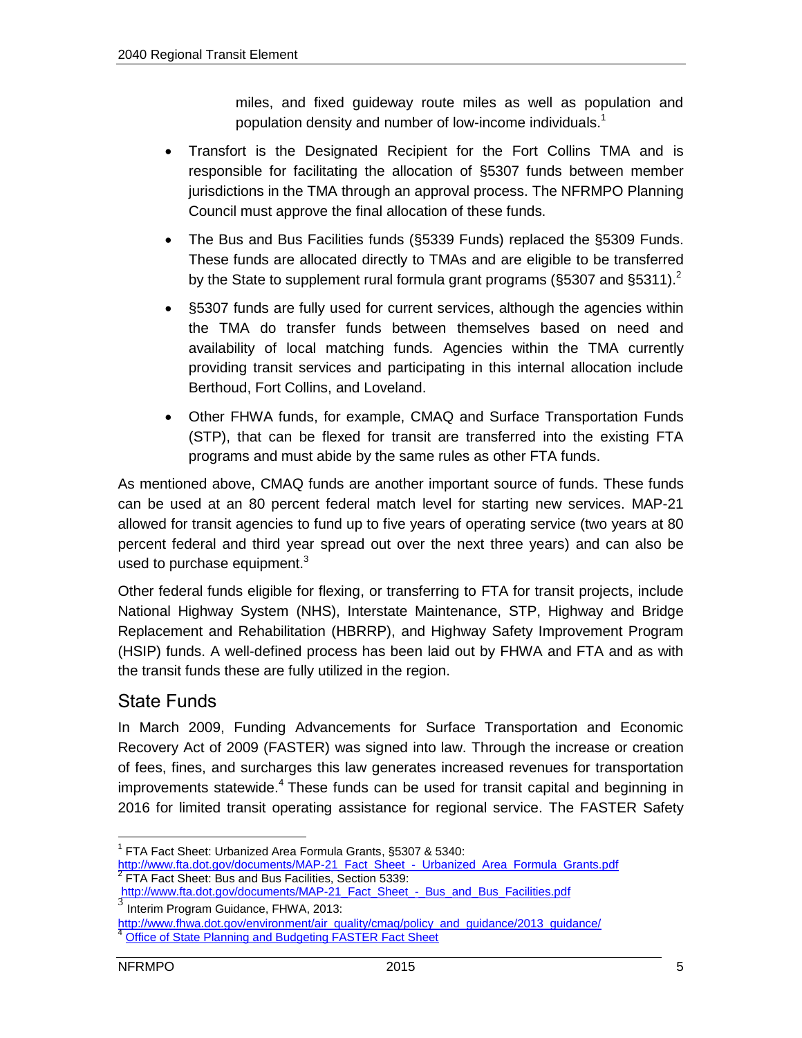miles, and fixed guideway route miles as well as population and population density and number of low-income individuals.[1]

- Transfort is the Designated Recipient for the Fort Collins TMA and is responsible for facilitating the allocation of §5307 funds between member jurisdictions in the TMA through an approval process. The NFRMPO Planning Council must approve the final allocation of these funds.
- The Bus and Bus Facilities funds (§5339 Funds) replaced the §5309 Funds. These funds are allocated directly to TMAs and are eligible to be transferred by the State to supplement rural formula grant programs (§5307 and §5311).[2]
- §5307 funds are fully used for current services, although the agencies within the TMA do transfer funds between themselves based on need and availability of local matching funds. Agencies within the TMA currently providing transit services and participating in this internal allocation include Berthoud, Fort Collins, and Loveland.
- Other FHWA funds, for example, CMAQ and Surface Transportation Funds (STP), that can be flexed for transit are transferred into the existing FTA programs and must abide by the same rules as other FTA funds.

As mentioned above, CMAQ funds are another important source of funds. These funds can be used at an 80 percent federal match level for starting new services. MAP-21 allowed for transit agencies to fund up to five years of operating service (two years at 80 percent federal and third year spread out over the next three years) and can also be used to purchase equipment.[3]

Other federal funds eligible for flexing, or transferring to FTA for transit projects, include National Highway System (NHS), Interstate Maintenance, STP, Highway and Bridge Replacement and Rehabilitation (HBRRP), and Highway Safety Improvement Program (HSIP) funds. A well-defined process has been laid out by FHWA and FTA and as with the transit funds these are fully utilized in the region.

## State Funds

In March 2009, Funding Advancements for Surface Transportation and Economic Recovery Act of 2009 (FASTER) was signed into law. Through the increase or creation of fees, fines, and surcharges this law generates increased revenues for transportation improvements statewide.[4] These funds can be used for transit capital and beginning in 2016 for limited transit operating assistance for regional service. The FASTER Safety

---

[1] FTA Fact Sheet: Urbanized Area Formula Grants, §5307 & 5340: http://www.fta.dot.gov/documents/MAP-21_Fact_Sheet_-_Urbanized_Area_Formula_Grants.pdf

[2] FTA Fact Sheet: Bus and Bus Facilities, Section 5339: http://www.fta.dot.gov/documents/MAP-21_Fact_Sheet_-_Bus_and_Bus_Facilities.pdf

[3] Interim Program Guidance, FHWA, 2013: http://www.fhwa.dot.gov/environment/air_quality/cmaq/policy_and_guidance/2013_guidance/

[4] Office of State Planning and Budgeting FASTER Fact Sheet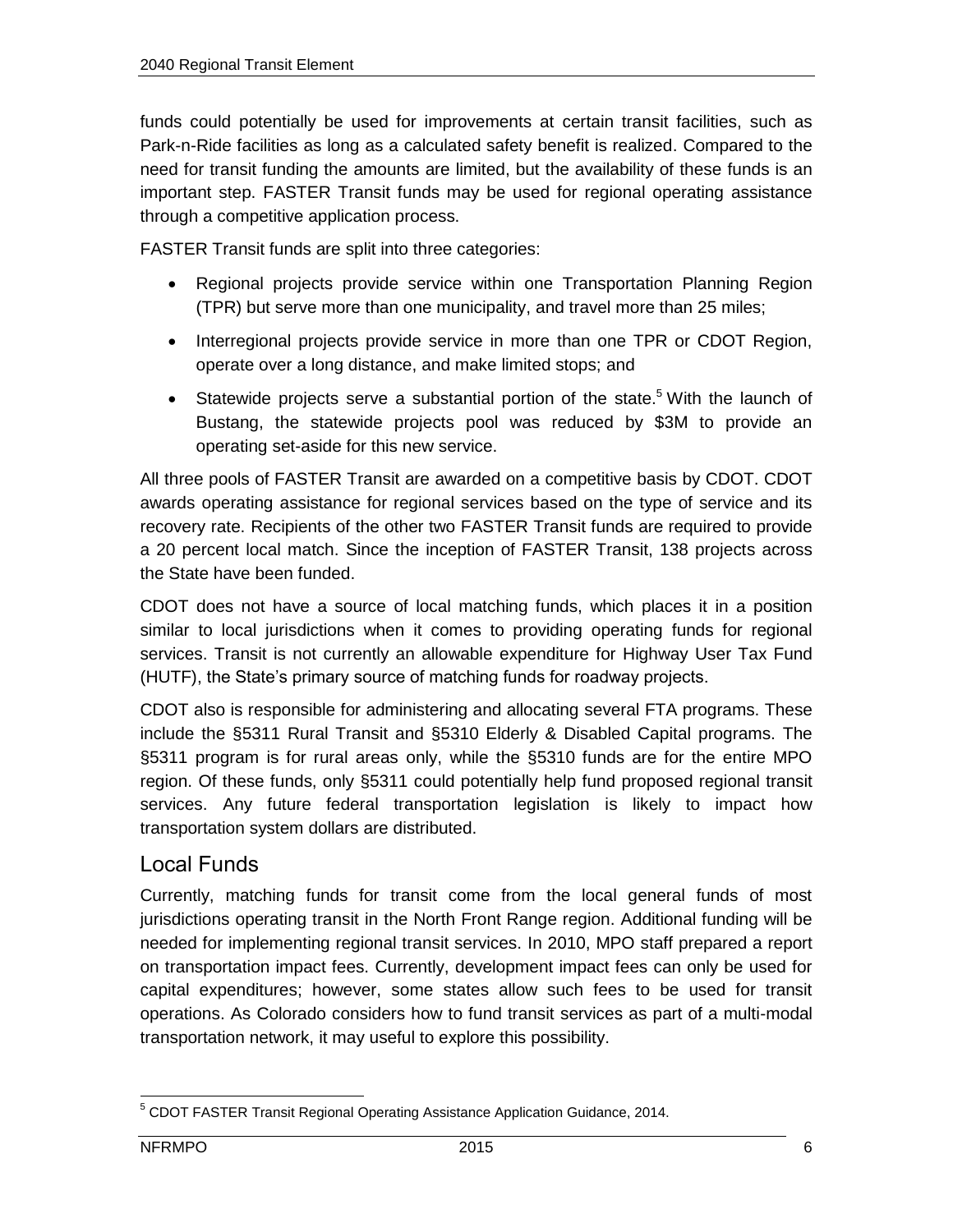funds could potentially be used for improvements at certain transit facilities, such as Park-n-Ride facilities as long as a calculated safety benefit is realized. Compared to the need for transit funding the amounts are limited, but the availability of these funds is an important step. FASTER Transit funds may be used for regional operating assistance through a competitive application process.

FASTER Transit funds are split into three categories:

- Regional projects provide service within one Transportation Planning Region (TPR) but serve more than one municipality, and travel more than 25 miles;
- Interregional projects provide service in more than one TPR or CDOT Region, operate over a long distance, and make limited stops; and
- Statewide projects serve a substantial portion of the state.[5] With the launch of Bustang, the statewide projects pool was reduced by $3M to provide an operating set-aside for this new service.

All three pools of FASTER Transit are awarded on a competitive basis by CDOT. CDOT awards operating assistance for regional services based on the type of service and its recovery rate. Recipients of the other two FASTER Transit funds are required to provide a 20 percent local match. Since the inception of FASTER Transit, 138 projects across the State have been funded.

CDOT does not have a source of local matching funds, which places it in a position similar to local jurisdictions when it comes to providing operating funds for regional services. Transit is not currently an allowable expenditure for Highway User Tax Fund (HUTF), the State's primary source of matching funds for roadway projects.

CDOT also is responsible for administering and allocating several FTA programs. These include the §5311 Rural Transit and §5310 Elderly & Disabled Capital programs. The §5311 program is for rural areas only, while the §5310 funds are for the entire MPO region. Of these funds, only §5311 could potentially help fund proposed regional transit services. Any future federal transportation legislation is likely to impact how transportation system dollars are distributed.

## Local Funds

Currently, matching funds for transit come from the local general funds of most jurisdictions operating transit in the North Front Range region. Additional funding will be needed for implementing regional transit services. In 2010, MPO staff prepared a report on transportation impact fees. Currently, development impact fees can only be used for capital expenditures; however, some states allow such fees to be used for transit operations. As Colorado considers how to fund transit services as part of a multi-modal transportation network, it may useful to explore this possibility.

[5] CDOT FASTER Transit Regional Operating Assistance Application Guidance, 2014.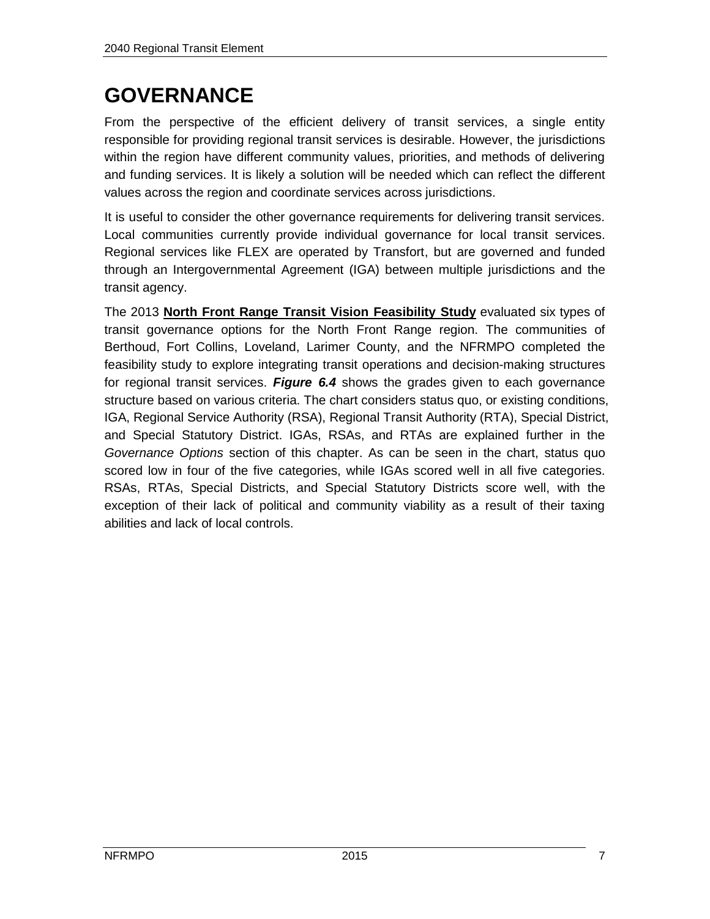# GOVERNANCE

From the perspective of the efficient delivery of transit services, a single entity responsible for providing regional transit services is desirable. However, the jurisdictions within the region have different community values, priorities, and methods of delivering and funding services. It is likely a solution will be needed which can reflect the different values across the region and coordinate services across jurisdictions.

It is useful to consider the other governance requirements for delivering transit services. Local communities currently provide individual governance for local transit services. Regional services like FLEX are operated by Transfort, but are governed and funded through an Intergovernmental Agreement (IGA) between multiple jurisdictions and the transit agency.

The 2013 **North Front Range Transit Vision Feasibility Study** evaluated six types of transit governance options for the North Front Range region. The communities of Berthoud, Fort Collins, Loveland, Larimer County, and the NFRMPO completed the feasibility study to explore integrating transit operations and decision-making structures for regional transit services. ***Figure 6.4*** shows the grades given to each governance structure based on various criteria. The chart considers status quo, or existing conditions, IGA, Regional Service Authority (RSA), Regional Transit Authority (RTA), Special District, and Special Statutory District. IGAs, RSAs, and RTAs are explained further in the *Governance Options* section of this chapter. As can be seen in the chart, status quo scored low in four of the five categories, while IGAs scored well in all five categories. RSAs, RTAs, Special Districts, and Special Statutory Districts score well, with the exception of their lack of political and community viability as a result of their taxing abilities and lack of local controls.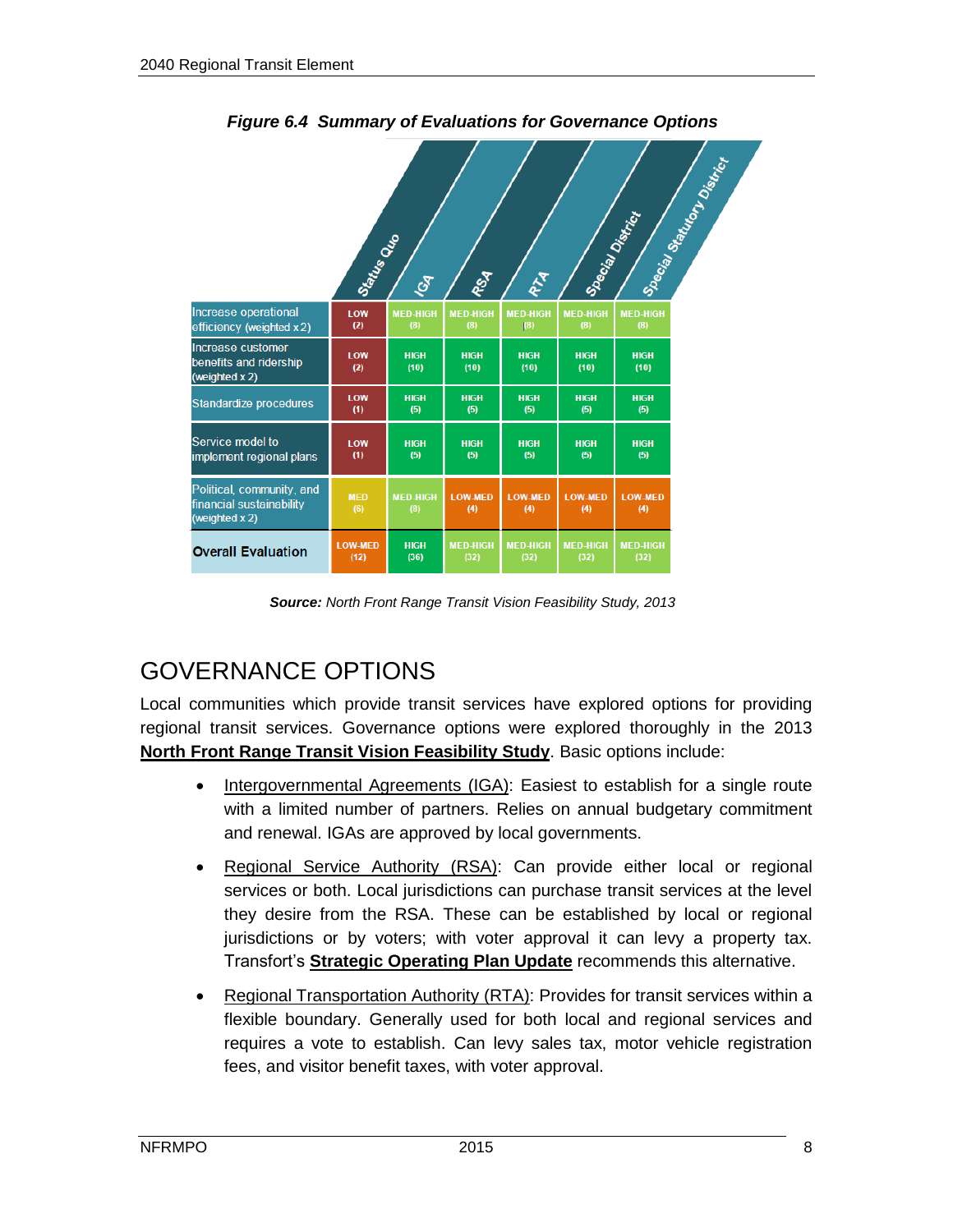*Figure 6.4 Summary of Evaluations for Governance Options*

| | Status Quo | IGA | RSA | RTA | Special District | Special Statutory District |
|---|---|---|---|---|---|---|
| Increase operational efficiency (weighted x 2) | LOW (2) | MED-HIGH (8) | MED-HIGH (8) | MED-HIGH (8) | MED-HIGH (8) | MED-HIGH (8) |
| Increase customer benefits and ridership (weighted x 2) | LOW (2) | HIGH (10) | HIGH (10) | HIGH (10) | HIGH (10) | HIGH (10) |
| Standardize procedures | LOW (1) | HIGH (5) | HIGH (5) | HIGH (5) | HIGH (5) | HIGH (5) |
| Service model to implement regional plans | LOW (1) | HIGH (5) | HIGH (5) | HIGH (5) | HIGH (5) | HIGH (5) |
| Political, community, and financial sustainability (weighted x 2) | MED (6) | MED-HIGH (8) | LOW-MED (4) | LOW-MED (4) | LOW-MED (4) | LOW-MED (4) |
| **Overall Evaluation** | LOW-MED (12) | HIGH (36) | MED-HIGH (32) | MED-HIGH (32) | MED-HIGH (32) | MED-HIGH (32) |

***Source:*** *North Front Range Transit Vision Feasibility Study, 2013*

# GOVERNANCE OPTIONS

Local communities which provide transit services have explored options for providing regional transit services. Governance options were explored thoroughly in the 2013 **North Front Range Transit Vision Feasibility Study**. Basic options include:

- Intergovernmental Agreements (IGA): Easiest to establish for a single route with a limited number of partners. Relies on annual budgetary commitment and renewal. IGAs are approved by local governments.
- Regional Service Authority (RSA): Can provide either local or regional services or both. Local jurisdictions can purchase transit services at the level they desire from the RSA. These can be established by local or regional jurisdictions or by voters; with voter approval it can levy a property tax. Transfort's **Strategic Operating Plan Update** recommends this alternative.
- Regional Transportation Authority (RTA): Provides for transit services within a flexible boundary. Generally used for both local and regional services and requires a vote to establish. Can levy sales tax, motor vehicle registration fees, and visitor benefit taxes, with voter approval.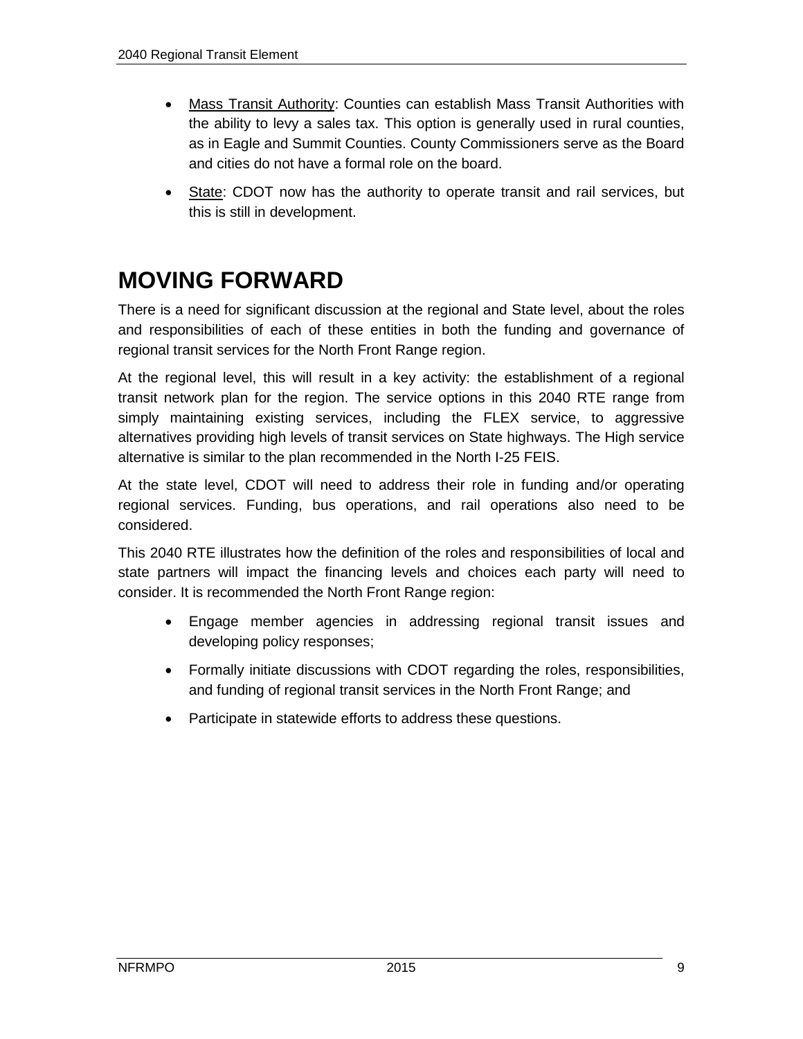- Mass Transit Authority: Counties can establish Mass Transit Authorities with the ability to levy a sales tax. This option is generally used in rural counties, as in Eagle and Summit Counties. County Commissioners serve as the Board and cities do not have a formal role on the board.
- State: CDOT now has the authority to operate transit and rail services, but this is still in development.

# MOVING FORWARD

There is a need for significant discussion at the regional and State level, about the roles and responsibilities of each of these entities in both the funding and governance of regional transit services for the North Front Range region.

At the regional level, this will result in a key activity: the establishment of a regional transit network plan for the region. The service options in this 2040 RTE range from simply maintaining existing services, including the FLEX service, to aggressive alternatives providing high levels of transit services on State highways. The High service alternative is similar to the plan recommended in the North I-25 FEIS.

At the state level, CDOT will need to address their role in funding and/or operating regional services. Funding, bus operations, and rail operations also need to be considered.

This 2040 RTE illustrates how the definition of the roles and responsibilities of local and state partners will impact the financing levels and choices each party will need to consider. It is recommended the North Front Range region:

- Engage member agencies in addressing regional transit issues and developing policy responses;
- Formally initiate discussions with CDOT regarding the roles, responsibilities, and funding of regional transit services in the North Front Range; and
- Participate in statewide efforts to address these questions.